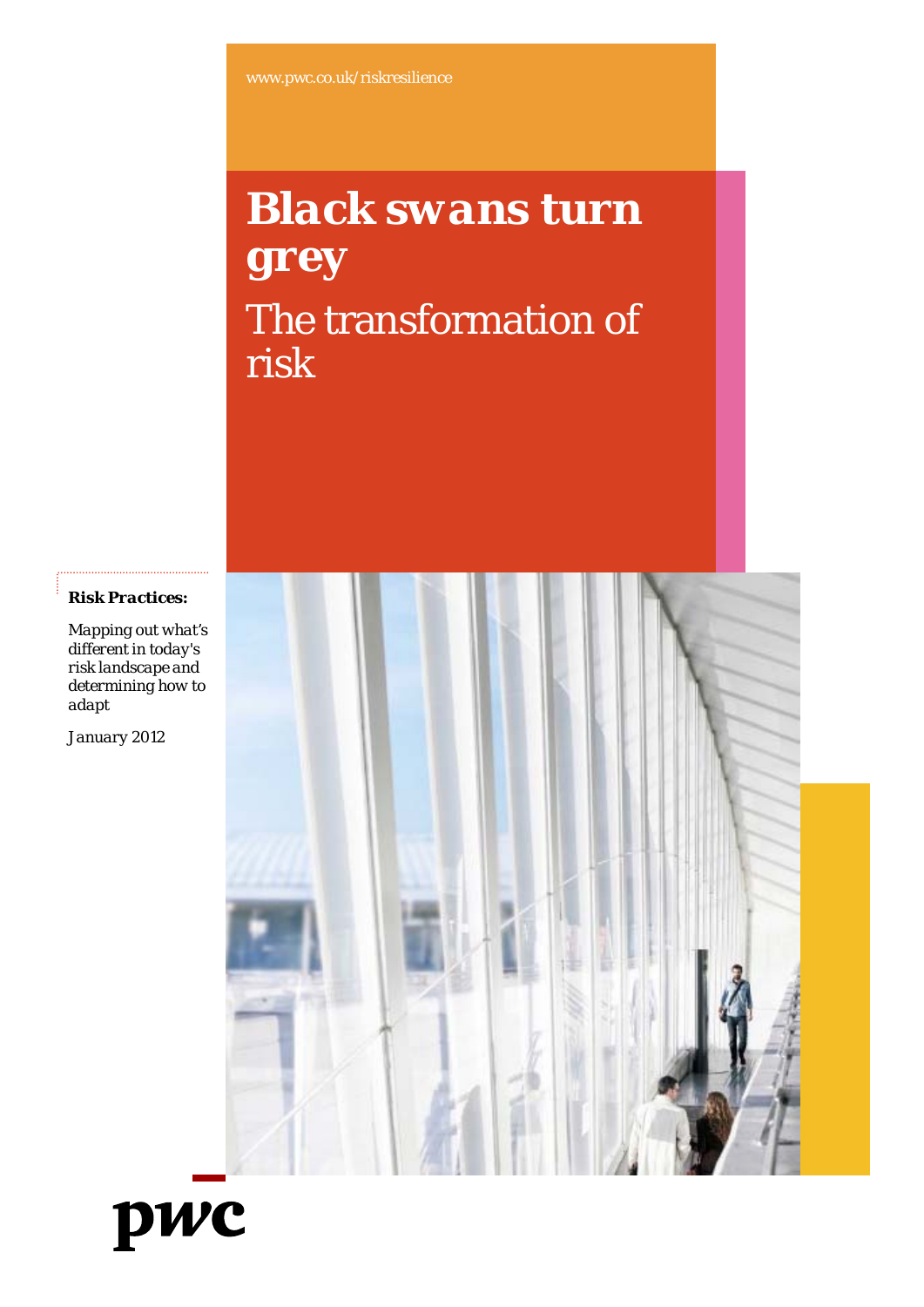www.pwc.co.uk/riskresilience

# Black swans turn grey

## The transformation of risk

**Risk Practices:**

*Mapping out what's different in today's risk landscape and determining how to adapt*

*January 2012*

pwc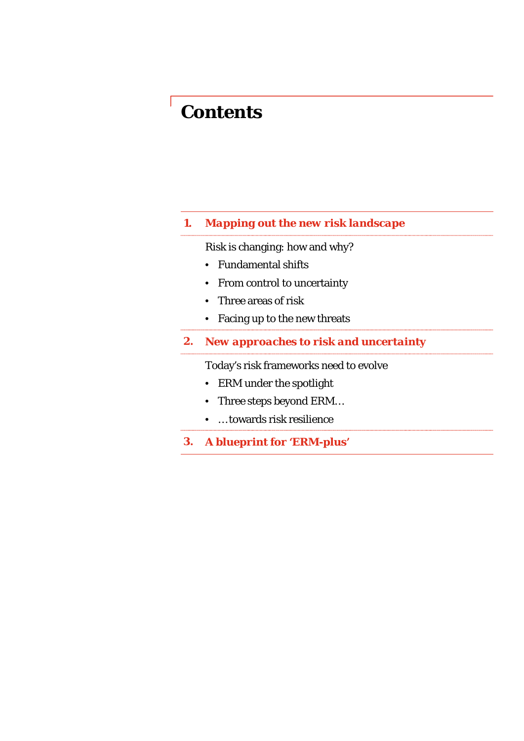# Contents

## 1. Mapping out the new risk landscape

Risk is changing: how and why?

- Fundamental shifts
- From control to uncertainty
- Three areas of risk
- Facing up to the new threats

## 2. New approaches to risk and uncertainty

Today's risk frameworks need to evolve

- ERM under the spotlight
- Three steps beyond ERM…
- …towards risk resilience

## 3. A blueprint for 'ERM-plus'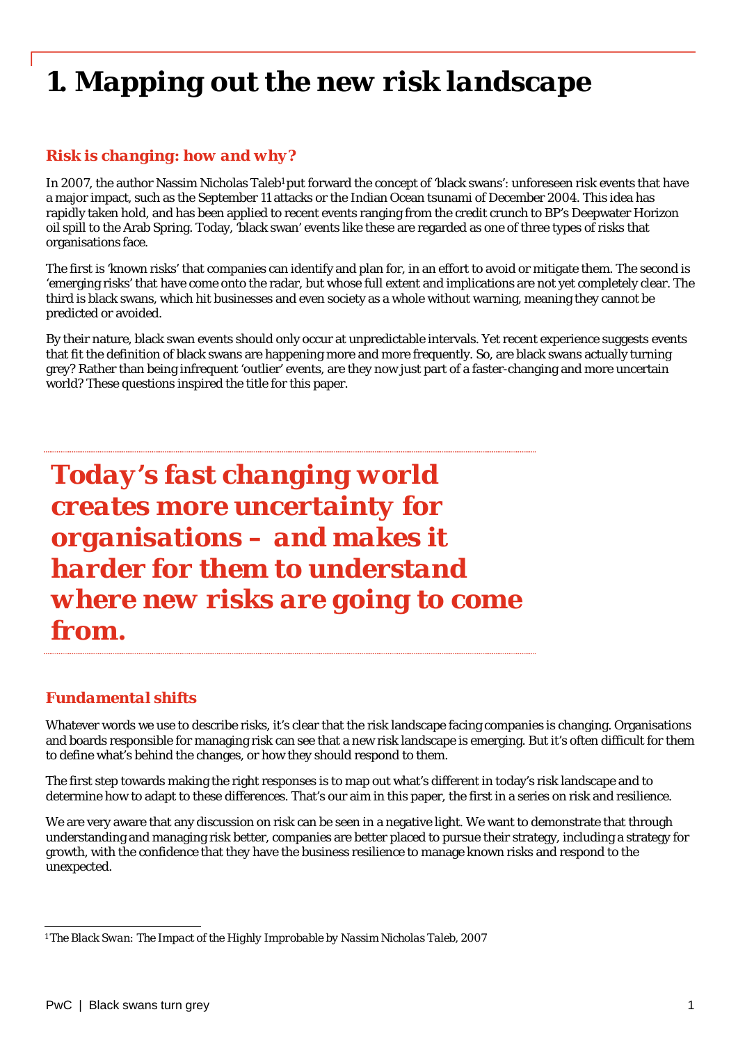# 1. Mapping out the new risk landscape

## *Risk is changing: how and why?*

In 2007, the author Nassim Nicholas Taleb[1] put forward the concept of 'black swans': unforeseen risk events that have a major impact, such as the September 11 attacks or the Indian Ocean tsunami of December 2004. This idea has rapidly taken hold, and has been applied to recent events ranging from the credit crunch to BP's Deepwater Horizon oil spill to the Arab Spring. Today, 'black swan' events like these are regarded as one of three types of risks that organisations face.

The first is 'known risks' that companies can identify and plan for, in an effort to avoid or mitigate them. The second is 'emerging risks' that have come onto the radar, but whose full extent and implications are not yet completely clear. The third is black swans, which hit businesses and even society as a whole without warning, meaning they cannot be predicted or avoided.

By their nature, black swan events should only occur at unpredictable intervals. Yet recent experience suggests events that fit the definition of black swans are happening more and more frequently. So, are black swans actually turning grey? Rather than being infrequent 'outlier' events, are they now just part of a faster-changing and more uncertain world? These questions inspired the title for this paper.

> ***Today's fast changing world creates more uncertainty for organisations – and makes it harder for them to understand where new risks are going to come from.***

## *Fundamental shifts*

Whatever words we use to describe risks, it's clear that the risk landscape facing companies is changing. Organisations and boards responsible for managing risk can see that a new risk landscape is emerging. But it's often difficult for them to define what's behind the changes, or how they should respond to them.

The first step towards making the right responses is to map out what's different in today's risk landscape and to determine how to adapt to these differences. That's our aim in this paper, the first in a series on risk and resilience.

We are very aware that any discussion on risk can be seen in a negative light. We want to demonstrate that through understanding and managing risk better, companies are better placed to pursue their strategy, including a strategy for growth, with the confidence that they have the business resilience to manage known risks and respond to the unexpected.

---

[1] *The Black Swan: The Impact of the Highly Improbable by Nassim Nicholas Taleb*, 2007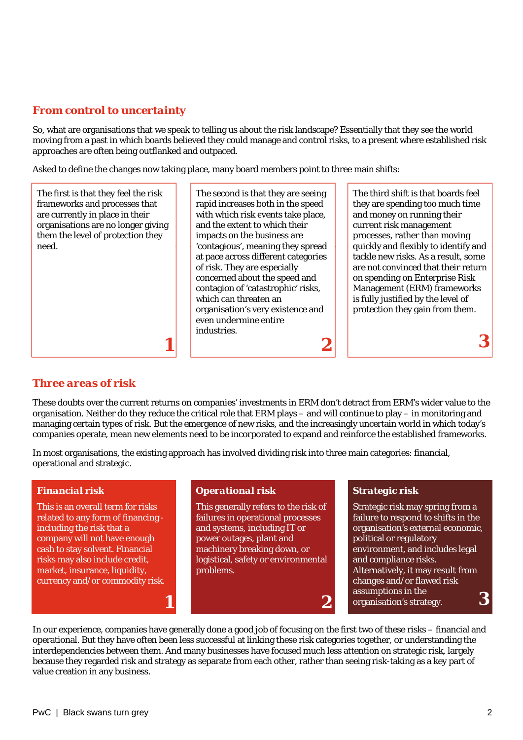## From control to uncertainty

So, what are organisations that we speak to telling us about the risk landscape? Essentially that they see the world moving from a past in which boards believed they could manage and control risks, to a present where established risk approaches are often being outflanked and outpaced.

Asked to define the changes now taking place, many board members point to three main shifts:

**1** The first is that they feel the risk frameworks and processes that are currently in place in their organisations are no longer giving them the level of protection they need.

**2** The second is that they are seeing rapid increases both in the speed with which risk events take place, and the extent to which their impacts on the business are 'contagious', meaning they spread at pace across different categories of risk. They are especially concerned about the speed and contagion of 'catastrophic' risks, which can threaten an organisation's very existence and even undermine entire industries.

**3** The third shift is that boards feel they are spending too much time and money on running their current risk management processes, rather than moving quickly and flexibly to identify and tackle new risks. As a result, some are not convinced that their return on spending on Enterprise Risk Management (ERM) frameworks is fully justified by the level of protection they gain from them.

## Three areas of risk

These doubts over the current returns on companies' investments in ERM don't detract from ERM's wider value to the organisation. Neither do they reduce the critical role that ERM plays – and will continue to play – in monitoring and managing certain types of risk. But the emergence of new risks, and the increasingly uncertain world in which today's companies operate, mean new elements need to be incorporated to expand and reinforce the established frameworks.

In most organisations, the existing approach has involved dividing risk into three main categories: financial, operational and strategic.

### 1 Financial risk

This is an overall term for risks related to any form of financing - including the risk that a company will not have enough cash to stay solvent. Financial risks may also include credit, market, insurance, liquidity, currency and/or commodity risk.

### 2 Operational risk

This generally refers to the risk of failures in operational processes and systems, including IT or power outages, plant and machinery breaking down, or logistical, safety or environmental problems.

### 3 Strategic risk

Strategic risk may spring from a failure to respond to shifts in the organisation's external economic, political or regulatory environment, and includes legal and compliance risks. Alternatively, it may result from changes and/or flawed risk assumptions in the organisation's strategy.

In our experience, companies have generally done a good job of focusing on the first two of these risks – financial and operational. But they have often been less successful at linking these risk categories together, or understanding the interdependencies between them. And many businesses have focused much less attention on strategic risk, largely because they regarded risk and strategy as separate from each other, rather than seeing risk-taking as a key part of value creation in any business.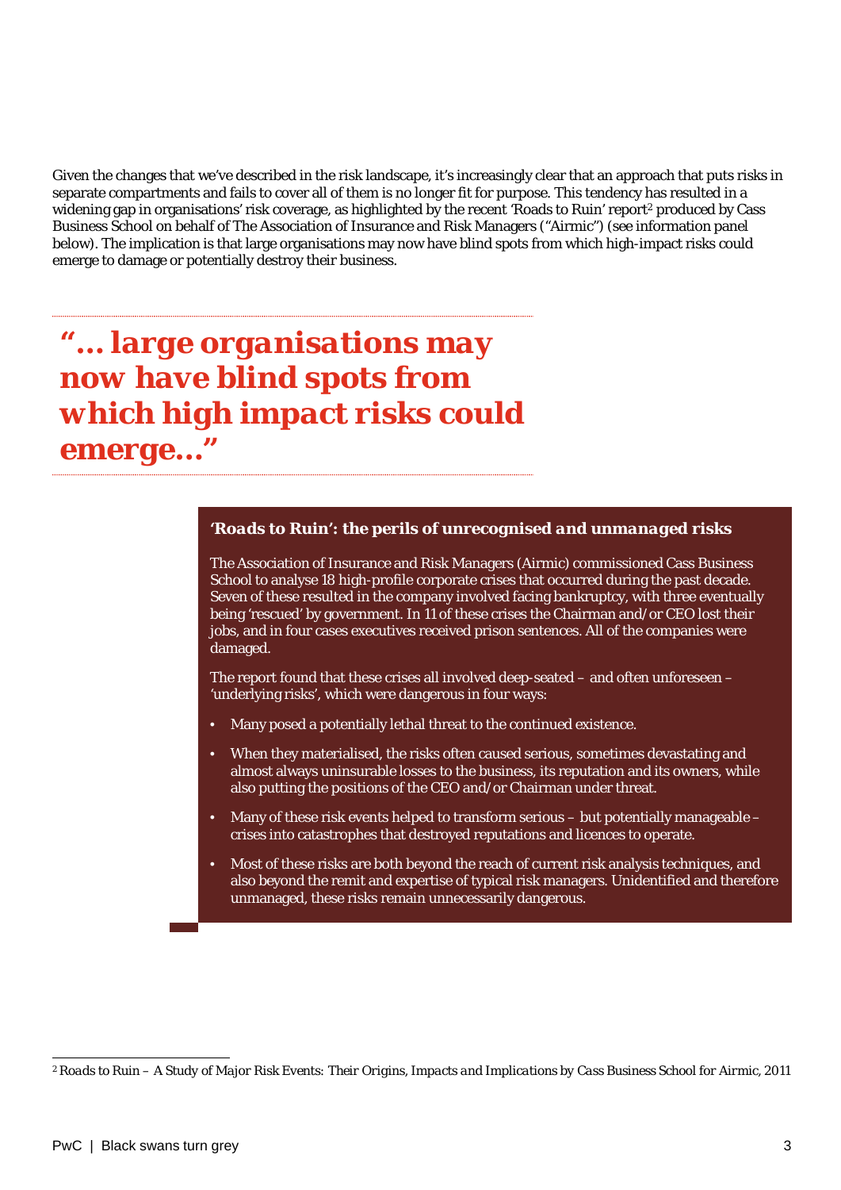Given the changes that we've described in the risk landscape, it's increasingly clear that an approach that puts risks in separate compartments and fails to cover all of them is no longer fit for purpose. This tendency has resulted in a widening gap in organisations' risk coverage, as highlighted by the recent 'Roads to Ruin' report[2] produced by Cass Business School on behalf of The Association of Insurance and Risk Managers ("Airmic") (see information panel below). The implication is that large organisations may now have blind spots from which high-impact risks could emerge to damage or potentially destroy their business.

> ***"… large organisations may now have blind spots from which high impact risks could emerge…"***

### *'Roads to Ruin': the perils of unrecognised and unmanaged risks*

The Association of Insurance and Risk Managers (Airmic) commissioned Cass Business School to analyse 18 high-profile corporate crises that occurred during the past decade. Seven of these resulted in the company involved facing bankruptcy, with three eventually being 'rescued' by government. In 11 of these crises the Chairman and/or CEO lost their jobs, and in four cases executives received prison sentences. All of the companies were damaged.

The report found that these crises all involved deep-seated – and often unforeseen – 'underlying risks', which were dangerous in four ways:

- Many posed a potentially lethal threat to the continued existence.
- When they materialised, the risks often caused serious, sometimes devastating and almost always uninsurable losses to the business, its reputation and its owners, while also putting the positions of the CEO and/or Chairman under threat.
- Many of these risk events helped to transform serious – but potentially manageable – crises into catastrophes that destroyed reputations and licences to operate.
- Most of these risks are both beyond the reach of current risk analysis techniques, and also beyond the remit and expertise of typical risk managers. Unidentified and therefore unmanaged, these risks remain unnecessarily dangerous.

---

[2] *Roads to Ruin – A Study of Major Risk Events: Their Origins, Impacts and Implications by Cass Business School for Airmic, 2011*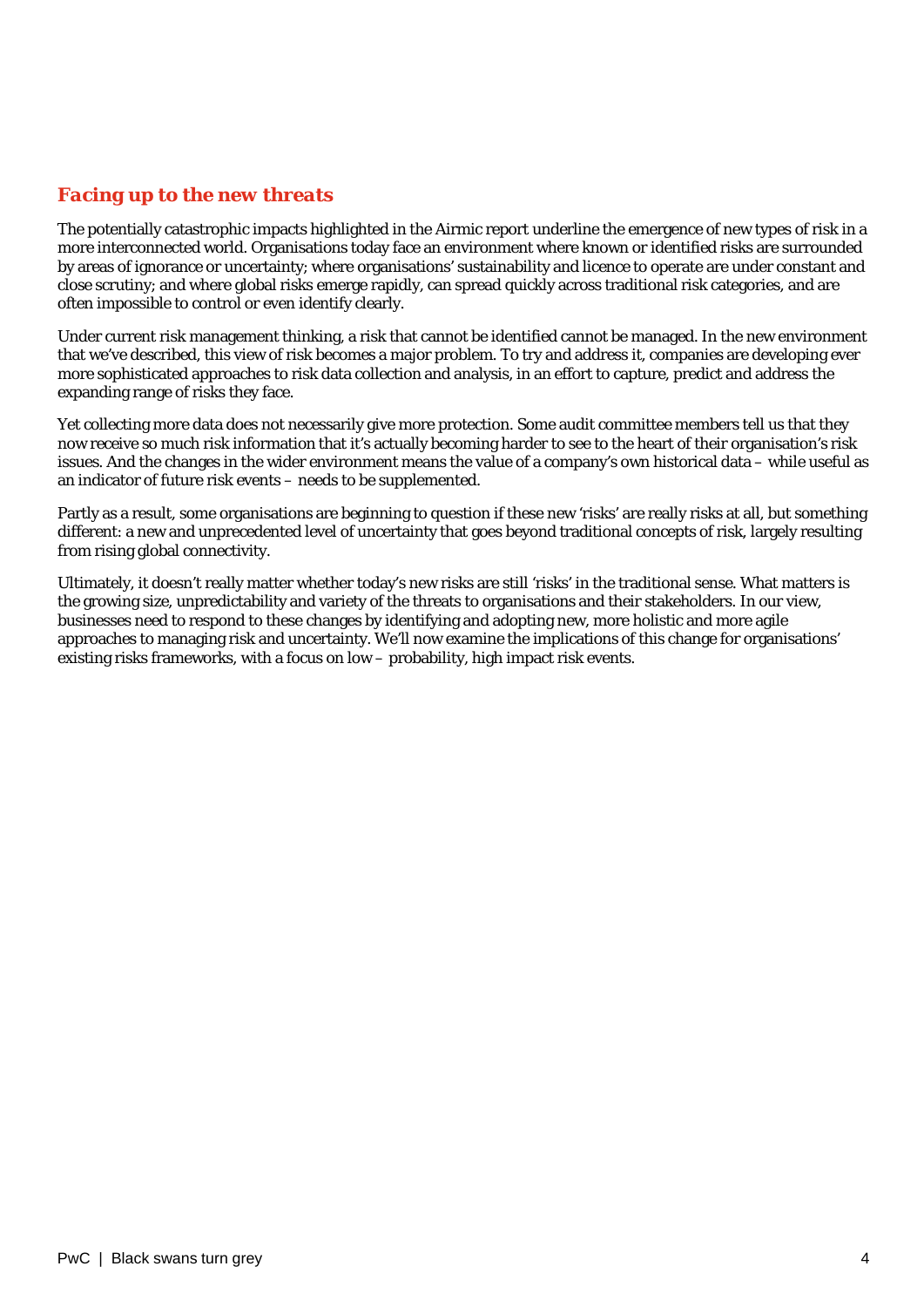## *Facing up to the new threats*

The potentially catastrophic impacts highlighted in the Airmic report underline the emergence of new types of risk in a more interconnected world. Organisations today face an environment where known or identified risks are surrounded by areas of ignorance or uncertainty; where organisations' sustainability and licence to operate are under constant and close scrutiny; and where global risks emerge rapidly, can spread quickly across traditional risk categories, and are often impossible to control or even identify clearly.

Under current risk management thinking, a risk that cannot be identified cannot be managed. In the new environment that we've described, this view of risk becomes a major problem. To try and address it, companies are developing ever more sophisticated approaches to risk data collection and analysis, in an effort to capture, predict and address the expanding range of risks they face.

Yet collecting more data does not necessarily give more protection. Some audit committee members tell us that they now receive so much risk information that it's actually becoming harder to see to the heart of their organisation's risk issues. And the changes in the wider environment means the value of a company's own historical data – while useful as an indicator of future risk events – needs to be supplemented.

Partly as a result, some organisations are beginning to question if these new 'risks' are really risks at all, but something different: a new and unprecedented level of uncertainty that goes beyond traditional concepts of risk, largely resulting from rising global connectivity.

Ultimately, it doesn't really matter whether today's new risks are still 'risks' in the traditional sense. What matters is the growing size, unpredictability and variety of the threats to organisations and their stakeholders. In our view, businesses need to respond to these changes by identifying and adopting new, more holistic and more agile approaches to managing risk and uncertainty. We'll now examine the implications of this change for organisations' existing risks frameworks, with a focus on low – probability, high impact risk events.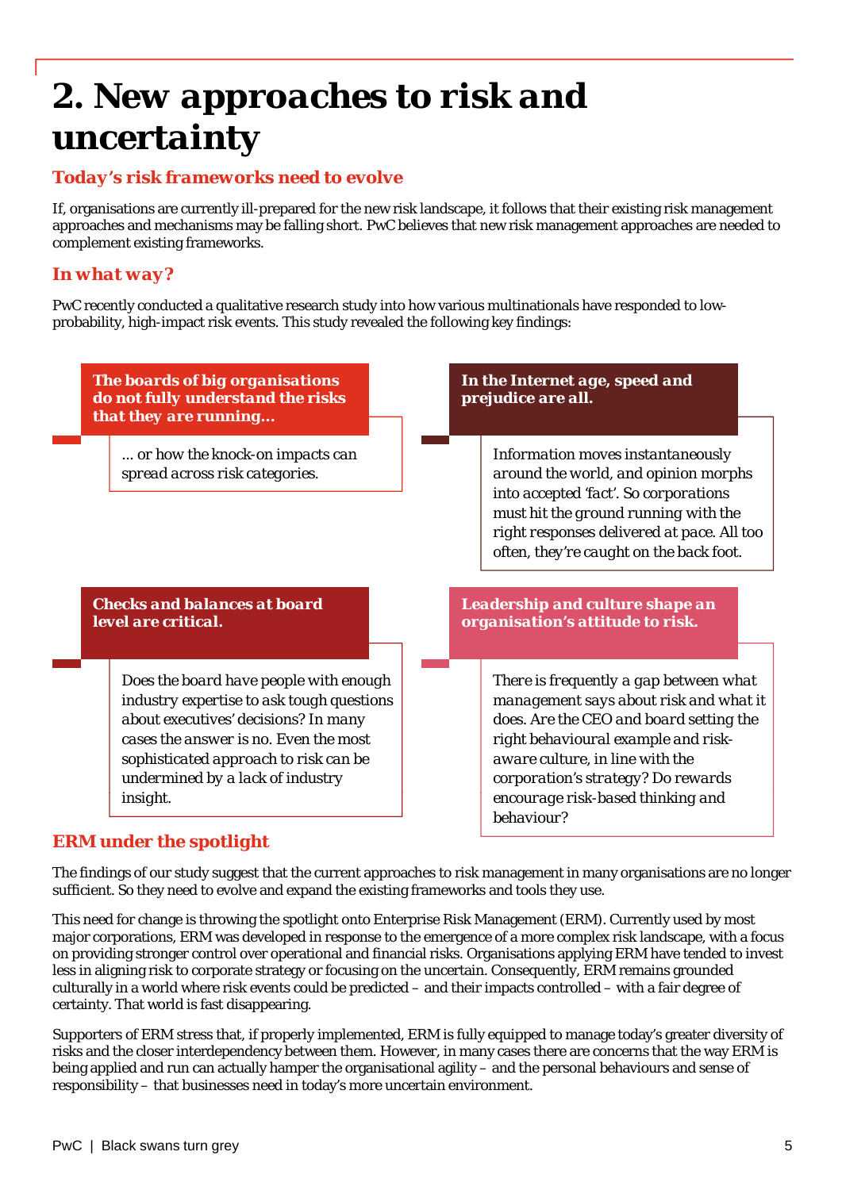# 2. New approaches to risk and uncertainty

## Today's risk frameworks need to evolve

If, organisations are currently ill-prepared for the new risk landscape, it follows that their existing risk management approaches and mechanisms may be falling short. PwC believes that new risk management approaches are needed to complement existing frameworks.

## In what way?

PwC recently conducted a qualitative research study into how various multinationals have responded to low-probability, high-impact risk events. This study revealed the following key findings:

**The boards of big organisations do not fully understand the risks that they are running…**

… or how the knock-on impacts can spread across risk categories.

**In the Internet age, speed and prejudice are all.**

Information moves instantaneously around the world, and opinion morphs into accepted 'fact'. So corporations must hit the ground running with the right responses delivered at pace. All too often, they're caught on the back foot.

**Checks and balances at board level are critical.**

Does the board have people with enough industry expertise to ask tough questions about executives' decisions? In many cases the answer is no. Even the most sophisticated approach to risk can be undermined by a lack of industry insight.

**Leadership and culture shape an organisation's attitude to risk.**

There is frequently a gap between what management says about risk and what it does. Are the CEO and board setting the right behavioural example and risk-aware culture, in line with the corporation's strategy? Do rewards encourage risk-based thinking and behaviour?

## ERM under the spotlight

The findings of our study suggest that the current approaches to risk management in many organisations are no longer sufficient. So they need to evolve and expand the existing frameworks and tools they use.

This need for change is throwing the spotlight onto Enterprise Risk Management (ERM). Currently used by most major corporations, ERM was developed in response to the emergence of a more complex risk landscape, with a focus on providing stronger control over operational and financial risks. Organisations applying ERM have tended to invest less in aligning risk to corporate strategy or focusing on the uncertain. Consequently, ERM remains grounded culturally in a world where risk events could be predicted – and their impacts controlled – with a fair degree of certainty. That world is fast disappearing.

Supporters of ERM stress that, if properly implemented, ERM is fully equipped to manage today's greater diversity of risks and the closer interdependency between them. However, in many cases there are concerns that the way ERM is being applied and run can actually hamper the organisational agility – and the personal behaviours and sense of responsibility – that businesses need in today's more uncertain environment.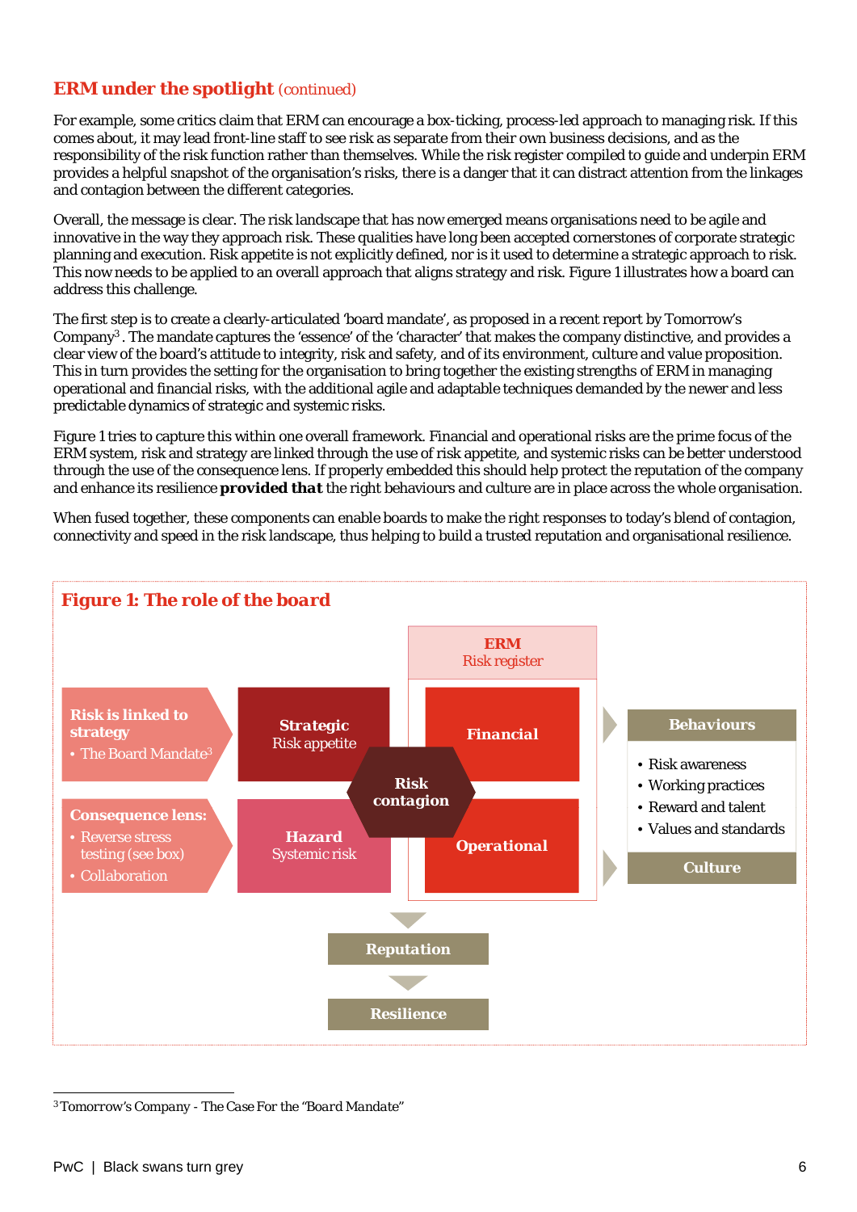## ERM under the spotlight (continued)

For example, some critics claim that ERM can encourage a box-ticking, process-led approach to managing risk. If this comes about, it may lead front-line staff to see risk as separate from their own business decisions, and as the responsibility of the risk function rather than themselves. While the risk register compiled to guide and underpin ERM provides a helpful snapshot of the organisation's risks, there is a danger that it can distract attention from the linkages and contagion between the different categories.

Overall, the message is clear. The risk landscape that has now emerged means organisations need to be agile and innovative in the way they approach risk. These qualities have long been accepted cornerstones of corporate strategic planning and execution. Risk appetite is not explicitly defined, nor is it used to determine a strategic approach to risk. This now needs to be applied to an overall approach that aligns strategy and risk. Figure 1 illustrates how a board can address this challenge.

The first step is to create a clearly-articulated 'board mandate', as proposed in a recent report by Tomorrow's Company[3]. The mandate captures the 'essence' of the 'character' that makes the company distinctive, and provides a clear view of the board's attitude to integrity, risk and safety, and of its environment, culture and value proposition. This in turn provides the setting for the organisation to bring together the existing strengths of ERM in managing operational and financial risks, with the additional agile and adaptable techniques demanded by the newer and less predictable dynamics of strategic and systemic risks.

Figure 1 tries to capture this within one overall framework. Financial and operational risks are the prime focus of the ERM system, risk and strategy are linked through the use of risk appetite, and systemic risks can be better understood through the use of the consequence lens. If properly embedded this should help protect the reputation of the company and enhance its resilience **provided that** the right behaviours and culture are in place across the whole organisation.

When fused together, these components can enable boards to make the right responses to today's blend of contagion, connectivity and speed in the risk landscape, thus helping to build a trusted reputation and organisational resilience.

### Figure 1: The role of the board

**Risk is linked to strategy**
- The Board Mandate[3]

**Consequence lens:**
- Reverse stress testing (see box)
- Collaboration

**Strategic** Risk appetite

**Hazard** Systemic risk

**ERM** Risk register

**Financial**

**Operational**

**Risk contagion**

**Behaviours**
- Risk awareness
- Working practices
- Reward and talent
- Values and standards

**Culture**

**Reputation**

**Resilience**

---

[3] Tomorrow's Company - The Case For the "Board Mandate"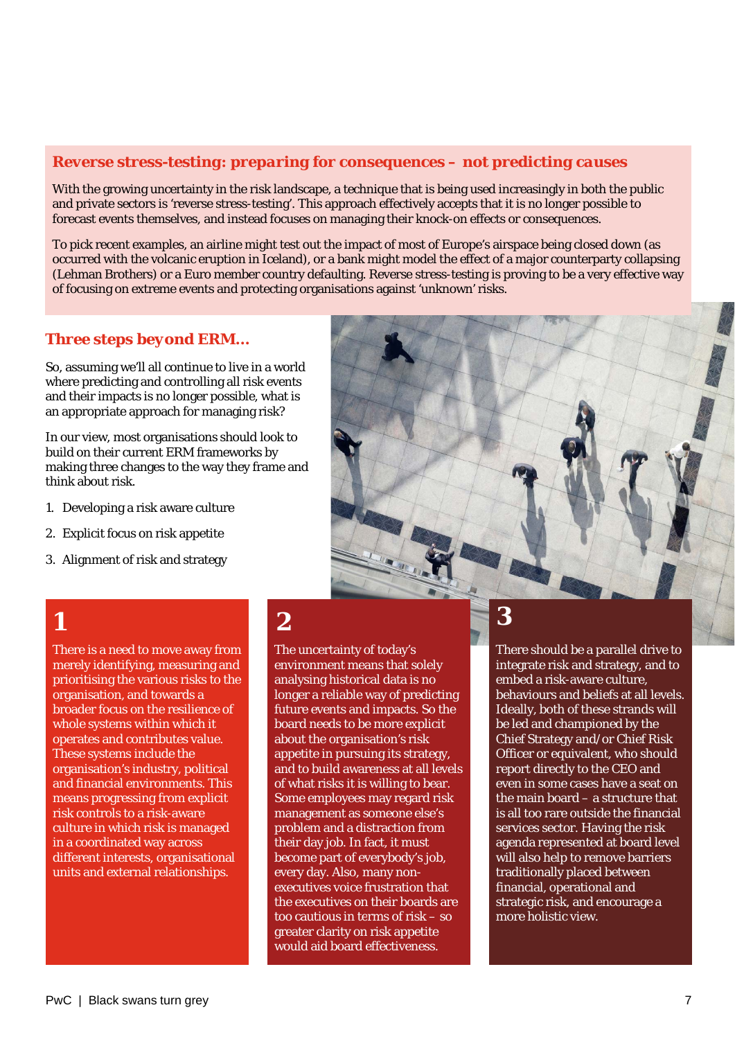## *Reverse stress-testing: preparing for consequences – not predicting causes*

With the growing uncertainty in the risk landscape, a technique that is being used increasingly in both the public and private sectors is 'reverse stress-testing'. This approach effectively accepts that it is no longer possible to forecast events themselves, and instead focuses on managing their knock-on effects or consequences.

To pick recent examples, an airline might test out the impact of most of Europe's airspace being closed down (as occurred with the volcanic eruption in Iceland), or a bank might model the effect of a major counterparty collapsing (Lehman Brothers) or a Euro member country defaulting. Reverse stress-testing is proving to be a very effective way of focusing on extreme events and protecting organisations against 'unknown' risks.

## *Three steps beyond ERM…*

So, assuming we'll all continue to live in a world where predicting and controlling all risk events and their impacts is no longer possible, what is an appropriate approach for managing risk?

In our view, most organisations should look to build on their current ERM frameworks by making three changes to the way they frame and think about risk.

1. Developing a risk aware culture
2. Explicit focus on risk appetite
3. Alignment of risk and strategy

### 1

There is a need to move away from merely identifying, measuring and prioritising the various risks to the organisation, and towards a broader focus on the resilience of whole systems within which it operates and contributes value. These systems include the organisation's industry, political and financial environments. This means progressing from explicit risk controls to a risk-aware culture in which risk is managed in a coordinated way across different interests, organisational units and external relationships.

### 2

The uncertainty of today's environment means that solely analysing historical data is no longer a reliable way of predicting future events and impacts. So the board needs to be more explicit about the organisation's risk appetite in pursuing its strategy, and to build awareness at all levels of what risks it is willing to bear. Some employees may regard risk management as someone else's problem and a distraction from their day job. In fact, it must become part of everybody's job, every day. Also, many non-executives voice frustration that the executives on their boards are too cautious in terms of risk – so greater clarity on risk appetite would aid board effectiveness.

### 3

There should be a parallel drive to integrate risk and strategy, and to embed a risk-aware culture, behaviours and beliefs at all levels. Ideally, both of these strands will be led and championed by the Chief Strategy and/or Chief Risk Officer or equivalent, who should report directly to the CEO and even in some cases have a seat on the main board – a structure that is all too rare outside the financial services sector. Having the risk agenda represented at board level will also help to remove barriers traditionally placed between financial, operational and strategic risk, and encourage a more holistic view.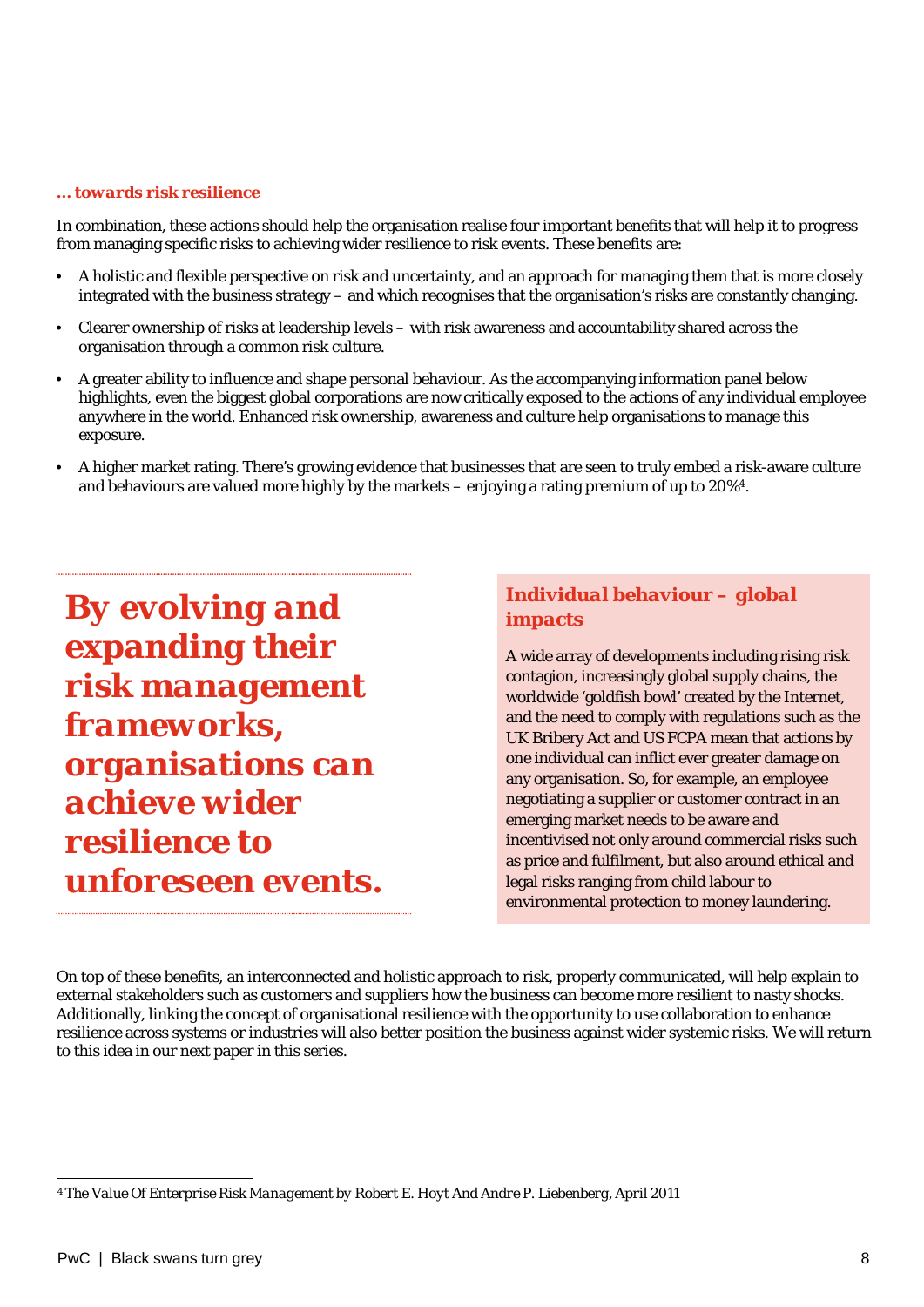### *… towards risk resilience*

In combination, these actions should help the organisation realise four important benefits that will help it to progress from managing specific risks to achieving wider resilience to risk events. These benefits are:

- A holistic and flexible perspective on risk and uncertainty, and an approach for managing them that is more closely integrated with the business strategy – and which recognises that the organisation's risks are constantly changing.
- Clearer ownership of risks at leadership levels – with risk awareness and accountability shared across the organisation through a common risk culture.
- A greater ability to influence and shape personal behaviour. As the accompanying information panel below highlights, even the biggest global corporations are now critically exposed to the actions of any individual employee anywhere in the world. Enhanced risk ownership, awareness and culture help organisations to manage this exposure.
- A higher market rating. There's growing evidence that businesses that are seen to truly embed a risk-aware culture and behaviours are valued more highly by the markets – enjoying a rating premium of up to 20%[4].

> ***By evolving and expanding their risk management frameworks, organisations can achieve wider resilience to unforeseen events.***

### *Individual behaviour – global impacts*

A wide array of developments including rising risk contagion, increasingly global supply chains, the worldwide 'goldfish bowl' created by the Internet, and the need to comply with regulations such as the UK Bribery Act and US FCPA mean that actions by one individual can inflict ever greater damage on any organisation. So, for example, an employee negotiating a supplier or customer contract in an emerging market needs to be aware and incentivised not only around commercial risks such as price and fulfilment, but also around ethical and legal risks ranging from child labour to environmental protection to money laundering.

On top of these benefits, an interconnected and holistic approach to risk, properly communicated, will help explain to external stakeholders such as customers and suppliers how the business can become more resilient to nasty shocks. Additionally, linking the concept of organisational resilience with the opportunity to use collaboration to enhance resilience across systems or industries will also better position the business against wider systemic risks. We will return to this idea in our next paper in this series.

---

[4] *The Value Of Enterprise Risk Management* by Robert E. Hoyt And Andre P. Liebenberg, April 2011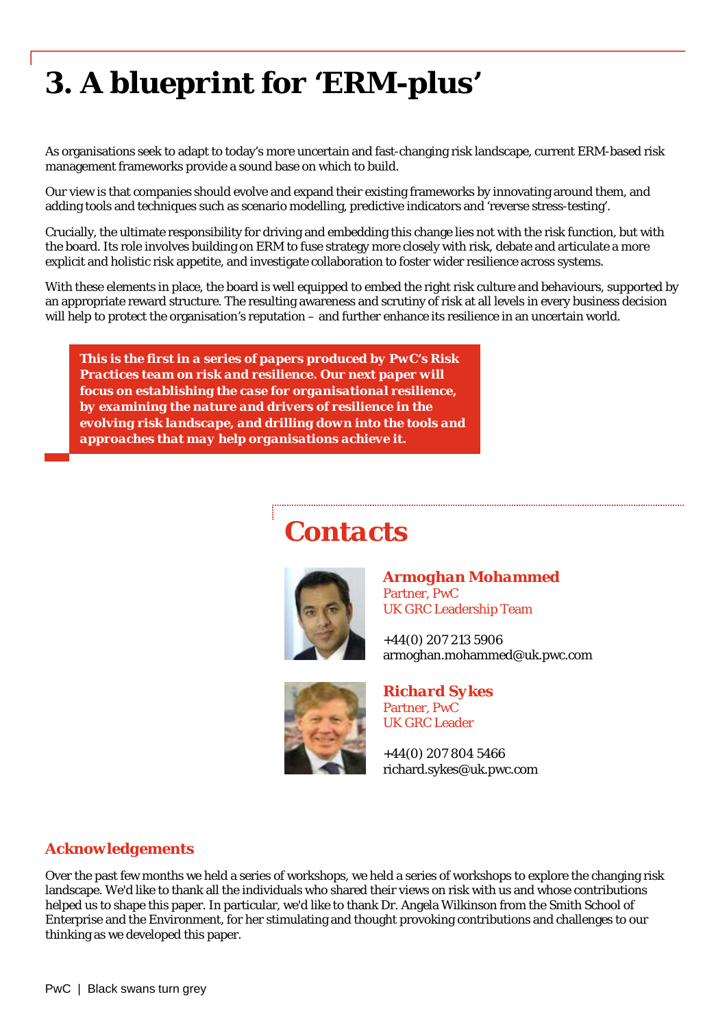# 3. A blueprint for 'ERM-plus'

As organisations seek to adapt to today's more uncertain and fast-changing risk landscape, current ERM-based risk management frameworks provide a sound base on which to build.

Our view is that companies should evolve and expand their existing frameworks by innovating around them, and adding tools and techniques such as scenario modelling, predictive indicators and 'reverse stress-testing'.

Crucially, the ultimate responsibility for driving and embedding this change lies not with the risk function, but with the board. Its role involves building on ERM to fuse strategy more closely with risk, debate and articulate a more explicit and holistic risk appetite, and investigate collaboration to foster wider resilience across systems.

With these elements in place, the board is well equipped to embed the right risk culture and behaviours, supported by an appropriate reward structure. The resulting awareness and scrutiny of risk at all levels in every business decision will help to protect the organisation's reputation – and further enhance its resilience in an uncertain world.

***This is the first in a series of papers produced by PwC's Risk Practices team on risk and resilience. Our next paper will focus on establishing the case for organisational resilience, by examining the nature and drivers of resilience in the evolving risk landscape, and drilling down into the tools and approaches that may help organisations achieve it.***

## Contacts

***Armoghan Mohammed***
Partner, PwC
UK GRC Leadership Team

+44(0) 207 213 5906
armoghan.mohammed@uk.pwc.com

***Richard Sykes***
Partner, PwC
UK GRC Leader

+44(0) 207 804 5466
richard.sykes@uk.pwc.com

### Acknowledgements

Over the past few months we held a series of workshops, we held a series of workshops to explore the changing risk landscape. We'd like to thank all the individuals who shared their views on risk with us and whose contributions helped us to shape this paper. In particular, we'd like to thank Dr. Angela Wilkinson from the Smith School of Enterprise and the Environment, for her stimulating and thought provoking contributions and challenges to our thinking as we developed this paper.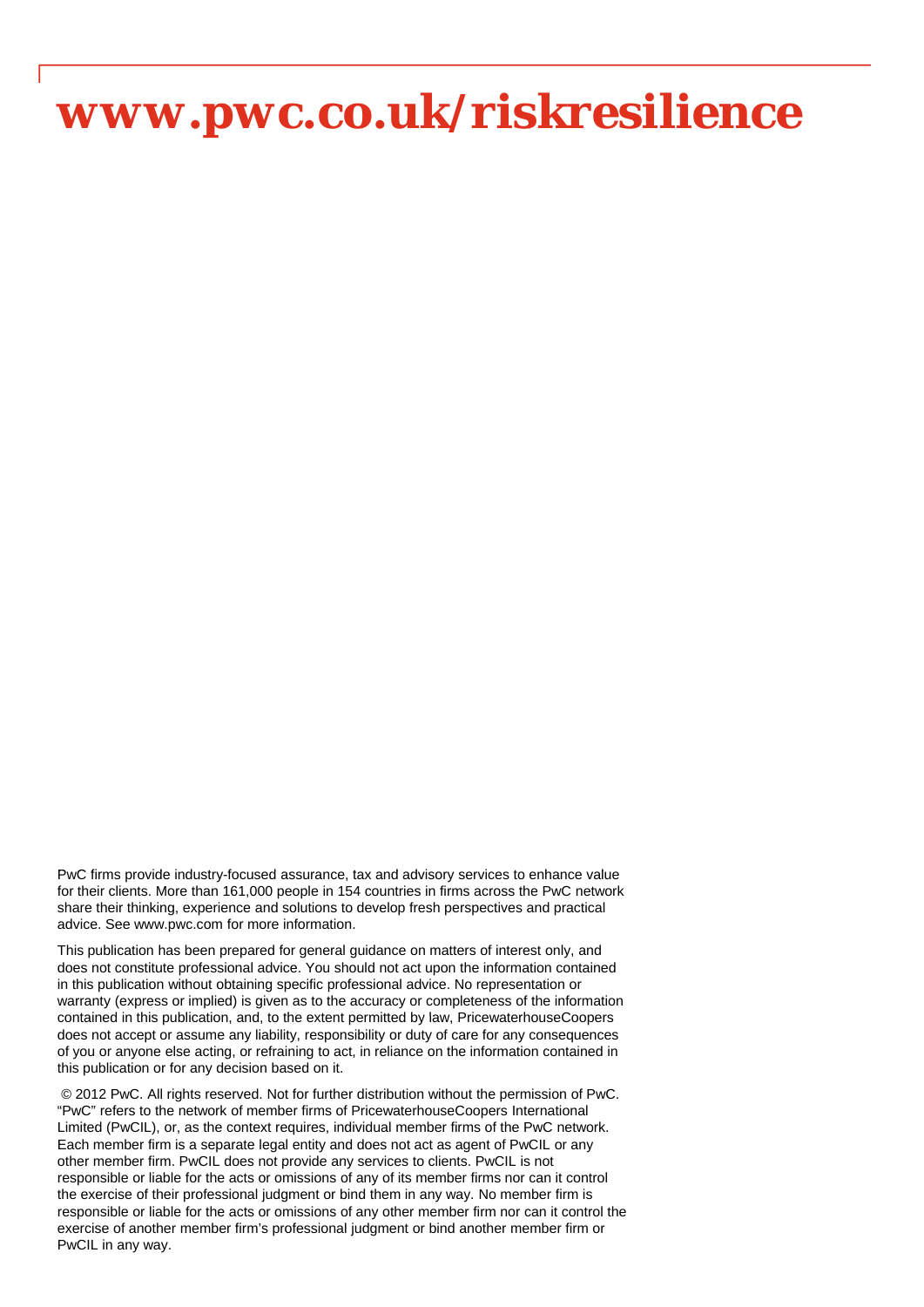# www.pwc.co.uk/riskresilience

PwC firms provide industry-focused assurance, tax and advisory services to enhance value for their clients. More than 161,000 people in 154 countries in firms across the PwC network share their thinking, experience and solutions to develop fresh perspectives and practical advice. See www.pwc.com for more information.

This publication has been prepared for general guidance on matters of interest only, and does not constitute professional advice. You should not act upon the information contained in this publication without obtaining specific professional advice. No representation or warranty (express or implied) is given as to the accuracy or completeness of the information contained in this publication, and, to the extent permitted by law, PricewaterhouseCoopers does not accept or assume any liability, responsibility or duty of care for any consequences of you or anyone else acting, or refraining to act, in reliance on the information contained in this publication or for any decision based on it.

© 2012 PwC. All rights reserved. Not for further distribution without the permission of PwC. "PwC" refers to the network of member firms of PricewaterhouseCoopers International Limited (PwCIL), or, as the context requires, individual member firms of the PwC network. Each member firm is a separate legal entity and does not act as agent of PwCIL or any other member firm. PwCIL does not provide any services to clients. PwCIL is not responsible or liable for the acts or omissions of any of its member firms nor can it control the exercise of their professional judgment or bind them in any way. No member firm is responsible or liable for the acts or omissions of any other member firm nor can it control the exercise of another member firm's professional judgment or bind another member firm or PwCIL in any way.